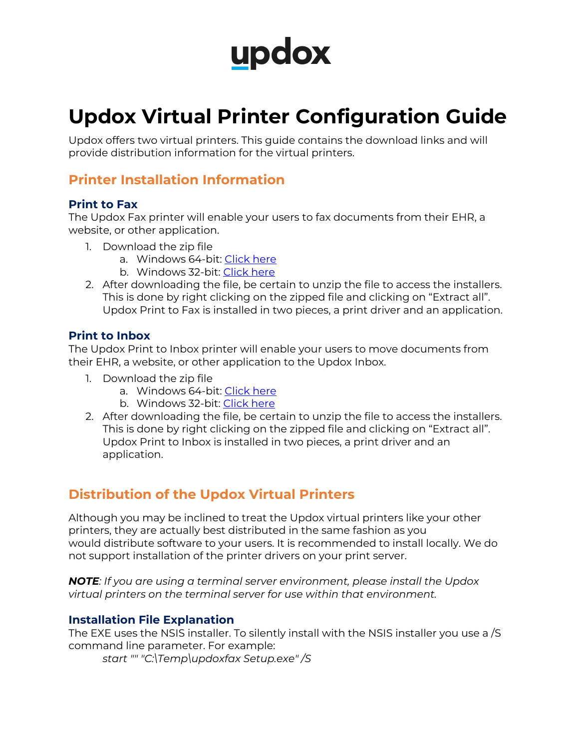updox

# Updox Virtual Printer Configuration Guide

Updox offers two virtual printers. This guide contains the download links and will provide distribution information for the virtual printers.

## Printer Installation Information

### Print to Fax

The Updox Fax printer will enable your users to fax documents from their EHR, a website, or other application.

1. Download the zip file
   a. Windows 64-bit: Click here
   b. Windows 32-bit: Click here
2. After downloading the file, be certain to unzip the file to access the installers. This is done by right clicking on the zipped file and clicking on "Extract all". Updox Print to Fax is installed in two pieces, a print driver and an application.

### Print to Inbox

The Updox Print to Inbox printer will enable your users to move documents from their EHR, a website, or other application to the Updox Inbox.

1. Download the zip file
   a. Windows 64-bit: Click here
   b. Windows 32-bit: Click here
2. After downloading the file, be certain to unzip the file to access the installers. This is done by right clicking on the zipped file and clicking on "Extract all". Updox Print to Inbox is installed in two pieces, a print driver and an application.

## Distribution of the Updox Virtual Printers

Although you may be inclined to treat the Updox virtual printers like your other printers, they are actually best distributed in the same fashion as you would distribute software to your users. It is recommended to install locally. We do not support installation of the printer drivers on your print server.

***NOTE**: If you are using a terminal server environment, please install the Updox virtual printers on the terminal server for use within that environment.*

### Installation File Explanation

The EXE uses the NSIS installer. To silently install with the NSIS installer you use a /S command line parameter. For example:

*start "" "C:\Temp\updoxfax Setup.exe" /S*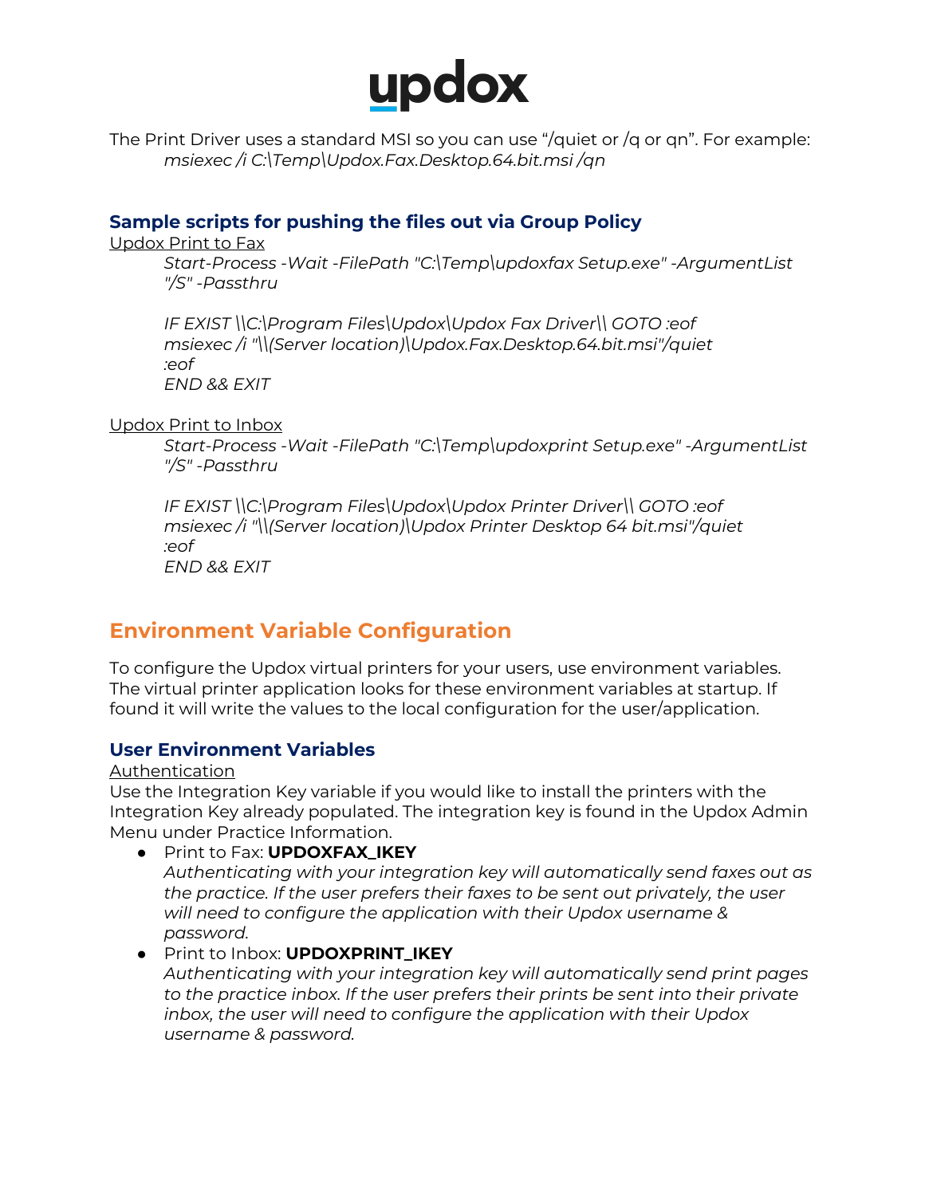The Print Driver uses a standard MSI so you can use "/quiet or /q or qn". For example:

*msiexec /i C:\Temp\Updox.Fax.Desktop.64.bit.msi /qn*

### Sample scripts for pushing the files out via Group Policy

Updox Print to Fax

*Start-Process -Wait -FilePath "C:\Temp\updoxfax Setup.exe" -ArgumentList "/S" -Passthru*

*IF EXIST \\C:\Program Files\Updox\Updox Fax Driver\\ GOTO :eof*
*msiexec /i "\\(Server location)\Updox.Fax.Desktop.64.bit.msi"/quiet*
*:eof*
*END && EXIT*

Updox Print to Inbox

*Start-Process -Wait -FilePath "C:\Temp\updoxprint Setup.exe" -ArgumentList "/S" -Passthru*

*IF EXIST \\C:\Program Files\Updox\Updox Printer Driver\\ GOTO :eof*
*msiexec /i "\\(Server location)\Updox Printer Desktop 64 bit.msi"/quiet*
*:eof*
*END && EXIT*

## Environment Variable Configuration

To configure the Updox virtual printers for your users, use environment variables. The virtual printer application looks for these environment variables at startup. If found it will write the values to the local configuration for the user/application.

### User Environment Variables

Authentication

Use the Integration Key variable if you would like to install the printers with the Integration Key already populated. The integration key is found in the Updox Admin Menu under Practice Information.

- Print to Fax: **UPDOXFAX_IKEY**
  *Authenticating with your integration key will automatically send faxes out as the practice. If the user prefers their faxes to be sent out privately, the user will need to configure the application with their Updox username & password.*
- Print to Inbox: **UPDOXPRINT_IKEY**
  *Authenticating with your integration key will automatically send print pages to the practice inbox. If the user prefers their prints be sent into their private inbox, the user will need to configure the application with their Updox username & password.*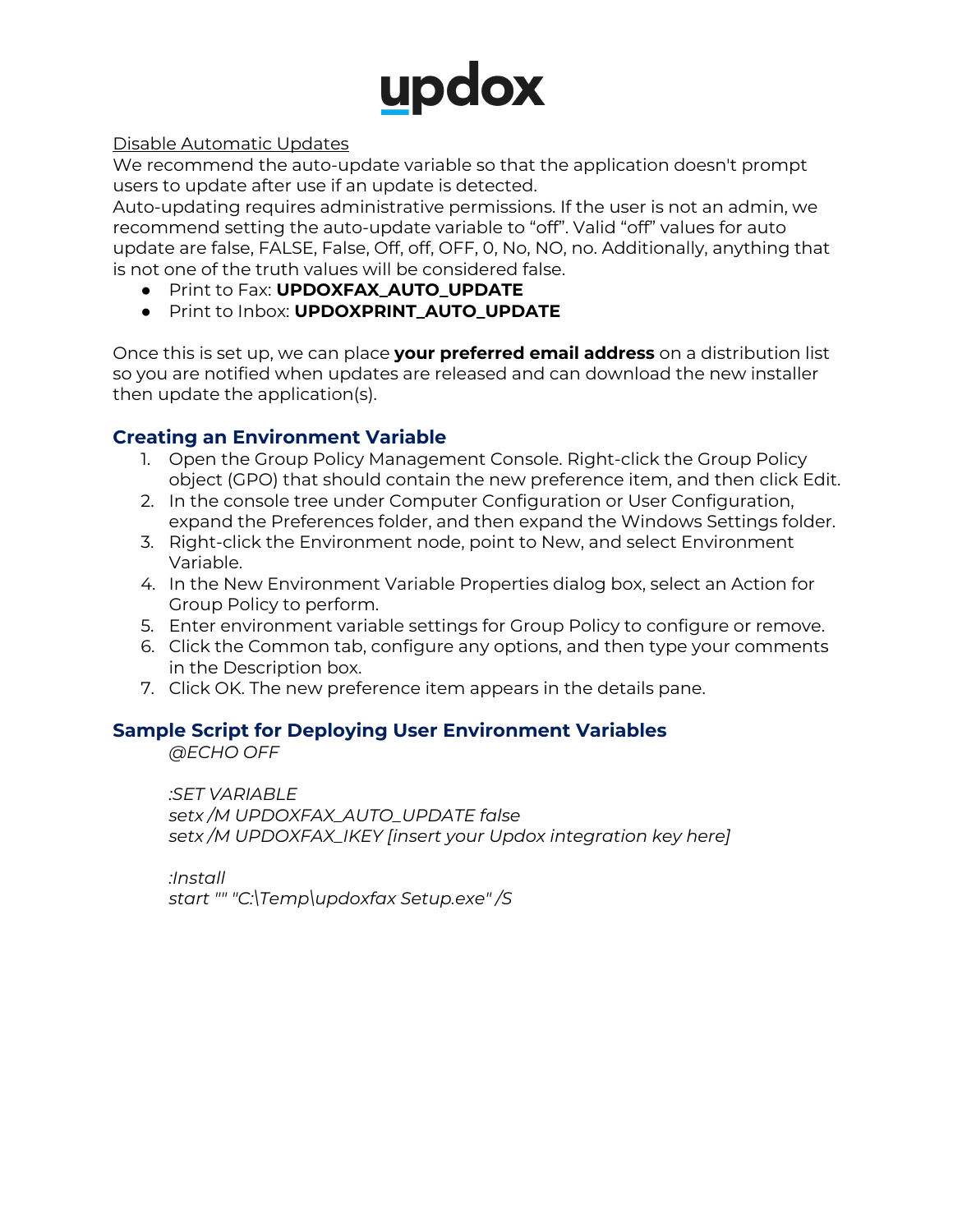# updox

<u>Disable Automatic Updates</u>

We recommend the auto-update variable so that the application doesn't prompt users to update after use if an update is detected.

Auto-updating requires administrative permissions. If the user is not an admin, we recommend setting the auto-update variable to "off". Valid "off" values for auto update are false, FALSE, False, Off, off, OFF, 0, No, NO, no. Additionally, anything that is not one of the truth values will be considered false.

- Print to Fax: **UPDOXFAX_AUTO_UPDATE**
- Print to Inbox: **UPDOXPRINT_AUTO_UPDATE**

Once this is set up, we can place **your preferred email address** on a distribution list so you are notified when updates are released and can download the new installer then update the application(s).

## Creating an Environment Variable

1. Open the Group Policy Management Console. Right-click the Group Policy object (GPO) that should contain the new preference item, and then click Edit.
2. In the console tree under Computer Configuration or User Configuration, expand the Preferences folder, and then expand the Windows Settings folder.
3. Right-click the Environment node, point to New, and select Environment Variable.
4. In the New Environment Variable Properties dialog box, select an Action for Group Policy to perform.
5. Enter environment variable settings for Group Policy to configure or remove.
6. Click the Common tab, configure any options, and then type your comments in the Description box.
7. Click OK. The new preference item appears in the details pane.

## Sample Script for Deploying User Environment Variables

```
@ECHO OFF

:SET VARIABLE
setx /M UPDOXFAX_AUTO_UPDATE false
setx /M UPDOXFAX_IKEY [insert your Updox integration key here]

:Install
start "" "C:\Temp\updoxfax Setup.exe" /S
```